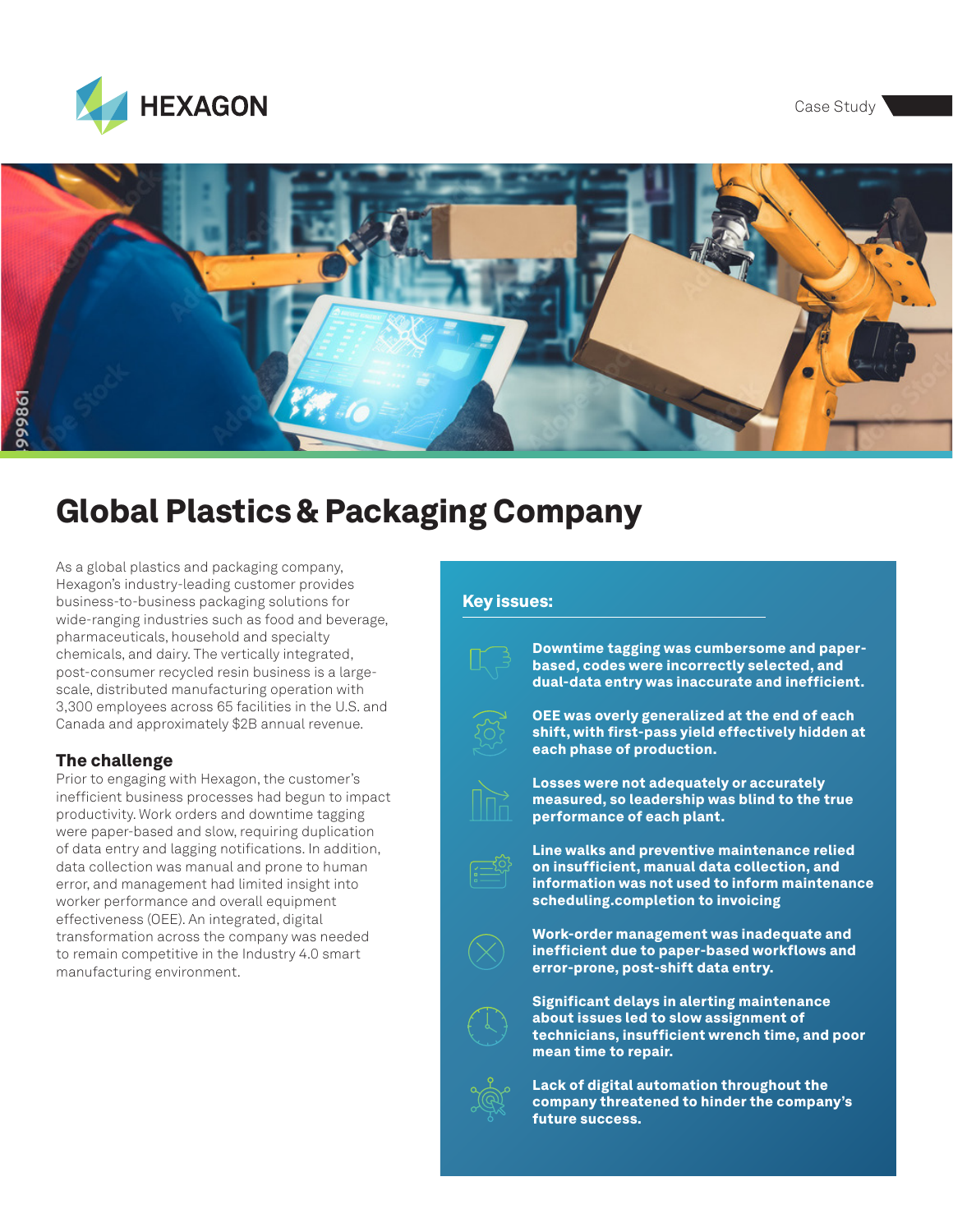HEXAGON

Case Study

# Global Plastics & Packaging Company

As a global plastics and packaging company, Hexagon's industry-leading customer provides business-to-business packaging solutions for wide-ranging industries such as food and beverage, pharmaceuticals, household and specialty chemicals, and dairy. The vertically integrated, post-consumer recycled resin business is a large-scale, distributed manufacturing operation with 3,300 employees across 65 facilities in the U.S. and Canada and approximately $2B annual revenue.

## The challenge

Prior to engaging with Hexagon, the customer's inefficient business processes had begun to impact productivity. Work orders and downtime tagging were paper-based and slow, requiring duplication of data entry and lagging notifications. In addition, data collection was manual and prone to human error, and management had limited insight into worker performance and overall equipment effectiveness (OEE). An integrated, digital transformation across the company was needed to remain competitive in the Industry 4.0 smart manufacturing environment.

## Key issues:

- **Downtime tagging was cumbersome and paper-based, codes were incorrectly selected, and dual-data entry was inaccurate and inefficient.**
- **OEE was overly generalized at the end of each shift, with first-pass yield effectively hidden at each phase of production.**
- **Losses were not adequately or accurately measured, so leadership was blind to the true performance of each plant.**
- **Line walks and preventive maintenance relied on insufficient, manual data collection, and information was not used to inform maintenance scheduling.completion to invoicing**
- **Work-order management was inadequate and inefficient due to paper-based workflows and error-prone, post-shift data entry.**
- **Significant delays in alerting maintenance about issues led to slow assignment of technicians, insufficient wrench time, and poor mean time to repair.**
- **Lack of digital automation throughout the company threatened to hinder the company's future success.**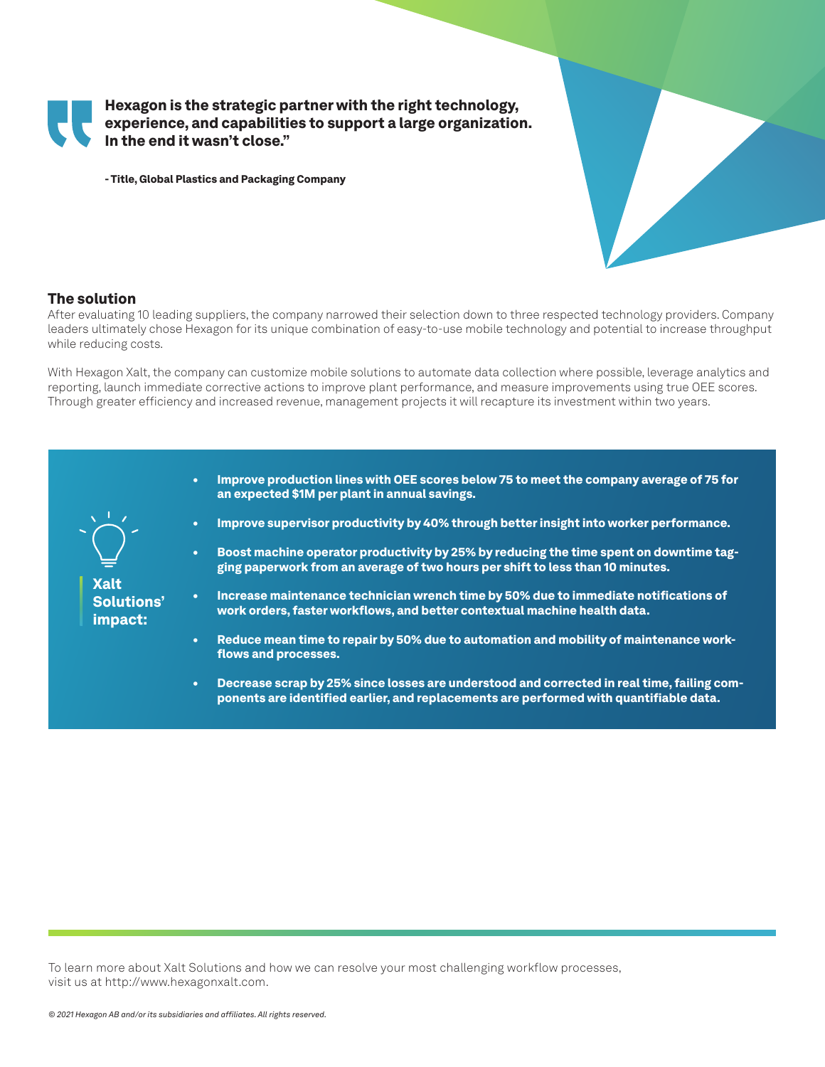**Hexagon is the strategic partner with the right technology, experience, and capabilities to support a large organization. In the end it wasn't close."**

**- Title, Global Plastics and Packaging Company**

## The solution

After evaluating 10 leading suppliers, the company narrowed their selection down to three respected technology providers. Company leaders ultimately chose Hexagon for its unique combination of easy-to-use mobile technology and potential to increase throughput while reducing costs.

With Hexagon Xalt, the company can customize mobile solutions to automate data collection where possible, leverage analytics and reporting, launch immediate corrective actions to improve plant performance, and measure improvements using true OEE scores. Through greater efficiency and increased revenue, management projects it will recapture its investment within two years.

**Xalt Solutions' impact:**

- **Improve production lines with OEE scores below 75 to meet the company average of 75 for an expected $1M per plant in annual savings.**
- **Improve supervisor productivity by 40% through better insight into worker performance.**
- **Boost machine operator productivity by 25% by reducing the time spent on downtime tagging paperwork from an average of two hours per shift to less than 10 minutes.**
- **Increase maintenance technician wrench time by 50% due to immediate notifications of work orders, faster workflows, and better contextual machine health data.**
- **Reduce mean time to repair by 50% due to automation and mobility of maintenance workflows and processes.**
- **Decrease scrap by 25% since losses are understood and corrected in real time, failing components are identified earlier, and replacements are performed with quantifiable data.**

To learn more about Xalt Solutions and how we can resolve your most challenging workflow processes, visit us at http://www.hexagonxalt.com.

*© 2021 Hexagon AB and/or its subsidiaries and affiliates. All rights reserved.*